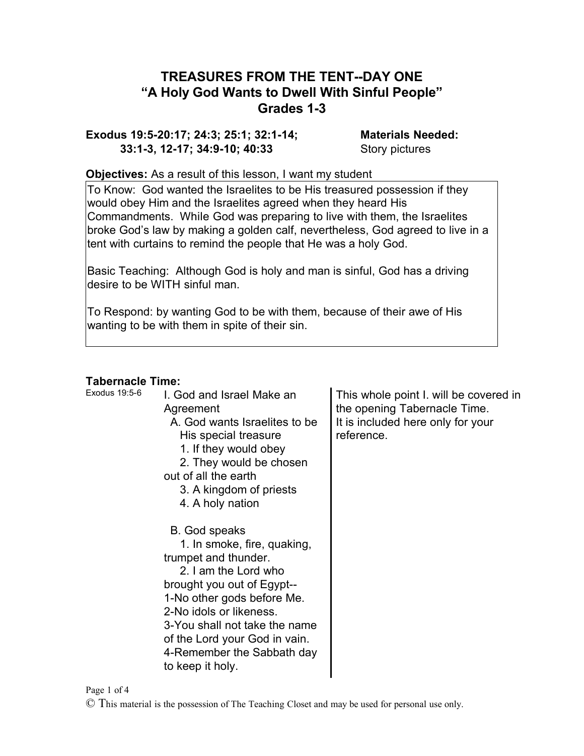# TREASURES FROM THE TENT--DAY ONE
## "A Holy God Wants to Dwell With Sinful People"
### Grades 1-3

**Exodus 19:5-20:17; 24:3; 25:1; 32:1-14; 33:1-3, 12-17; 34:9-10; 40:33**

**Materials Needed:**
Story pictures

**Objectives:** As a result of this lesson, I want my student

To Know: God wanted the Israelites to be His treasured possession if they would obey Him and the Israelites agreed when they heard His Commandments. While God was preparing to live with them, the Israelites broke God's law by making a golden calf, nevertheless, God agreed to live in a tent with curtains to remind the people that He was a holy God.

Basic Teaching: Although God is holy and man is sinful, God has a driving desire to be WITH sinful man.

To Respond: by wanting God to be with them, because of their awe of His wanting to be with them in spite of their sin.

**Tabernacle Time:**

| Reference | Outline | Notes |
|---|---|---|
| Exodus 19:5-6 | I. God and Israel Make an Agreement<br>A. God wants Israelites to be His special treasure<br>1. If they would obey<br>2. They would be chosen out of all the earth<br>3. A kingdom of priests<br>4. A holy nation<br><br>B. God speaks<br>1. In smoke, fire, quaking, trumpet and thunder.<br>2. I am the Lord who brought you out of Egypt--<br>1-No other gods before Me.<br>2-No idols or likeness.<br>3-You shall not take the name of the Lord your God in vain.<br>4-Remember the Sabbath day to keep it holy. | This whole point I. will be covered in the opening Tabernacle Time.<br>It is included here only for your reference. |

© This material is the possession of The Teaching Closet and may be used for personal use only.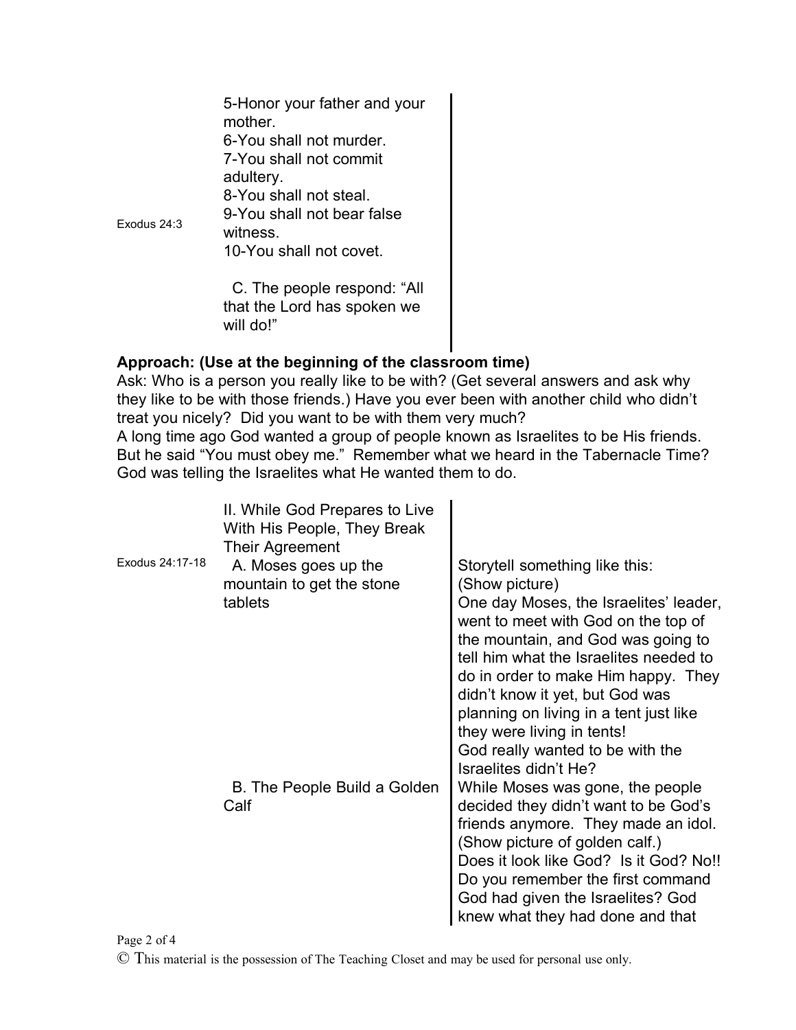| | | |
|---|---|---|
| Exodus 24:3 | 5-Honor your father and your mother.<br>6-You shall not murder.<br>7-You shall not commit adultery.<br>8-You shall not steal.<br>9-You shall not bear false witness.<br>10-You shall not covet.<br><br>C. The people respond: "All that the Lord has spoken we will do!" | |

**Approach: (Use at the beginning of the classroom time)**

Ask: Who is a person you really like to be with? (Get several answers and ask why they like to be with those friends.) Have you ever been with another child who didn't treat you nicely? Did you want to be with them very much?

A long time ago God wanted a group of people known as Israelites to be His friends. But he said "You must obey me." Remember what we heard in the Tabernacle Time? God was telling the Israelites what He wanted them to do.

| | | |
|---|---|---|
| Exodus 24:17-18 | II. While God Prepares to Live With His People, They Break Their Agreement<br>A. Moses goes up the mountain to get the stone tablets | Storytell something like this:<br>(Show picture)<br>One day Moses, the Israelites' leader, went to meet with God on the top of the mountain, and God was going to tell him what the Israelites needed to do in order to make Him happy. They didn't know it yet, but God was planning on living in a tent just like they were living in tents!<br>God really wanted to be with the Israelites didn't He? |
| | B. The People Build a Golden Calf | While Moses was gone, the people decided they didn't want to be God's friends anymore. They made an idol. (Show picture of golden calf.)<br>Does it look like God? Is it God? No!!<br>Do you remember the first command God had given the Israelites? God knew what they had done and that |

© This material is the possession of The Teaching Closet and may be used for personal use only.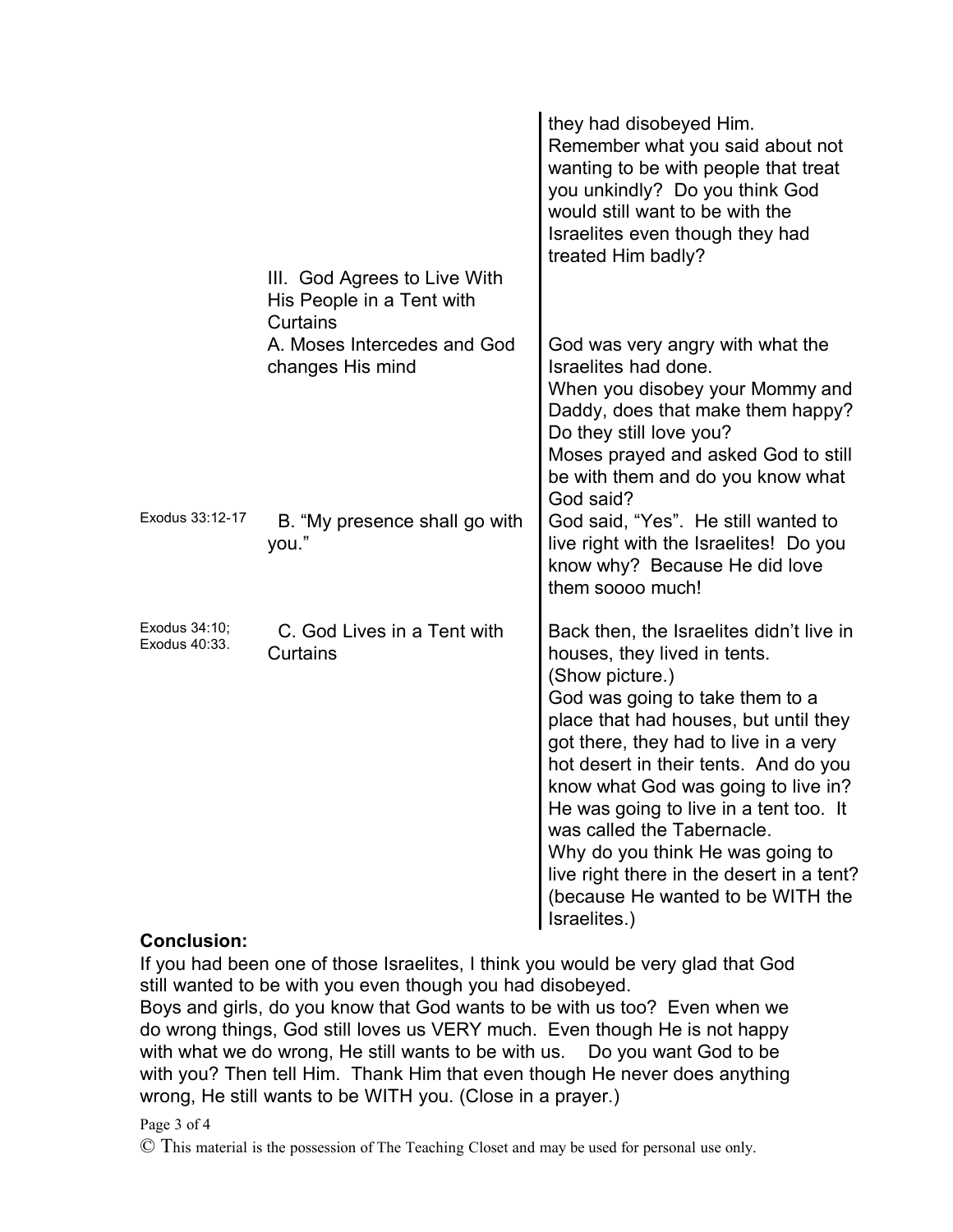| | | they had disobeyed Him.<br>Remember what you said about not wanting to be with people that treat you unkindly? Do you think God would still want to be with the Israelites even though they had treated Him badly? |
|---|---|---|
| | III. God Agrees to Live With His People in a Tent with Curtains<br>A. Moses Intercedes and God changes His mind | God was very angry with what the Israelites had done.<br>When you disobey your Mommy and Daddy, does that make them happy? Do they still love you?<br>Moses prayed and asked God to still be with them and do you know what God said? |
| Exodus 33:12-17 | B. "My presence shall go with you." | God said, "Yes". He still wanted to live right with the Israelites! Do you know why? Because He did love them soooo much! |
| Exodus 34:10; Exodus 40:33. | C. God Lives in a Tent with Curtains | Back then, the Israelites didn't live in houses, they lived in tents.<br>(Show picture.)<br>God was going to take them to a place that had houses, but until they got there, they had to live in a very hot desert in their tents. And do you know what God was going to live in? He was going to live in a tent too. It was called the Tabernacle.<br>Why do you think He was going to live right there in the desert in a tent? (because He wanted to be WITH the Israelites.) |

**Conclusion:**

If you had been one of those Israelites, I think you would be very glad that God still wanted to be with you even though you had disobeyed.

Boys and girls, do you know that God wants to be with us too? Even when we do wrong things, God still loves us VERY much. Even though He is not happy with what we do wrong, He still wants to be with us. Do you want God to be with you? Then tell Him. Thank Him that even though He never does anything wrong, He still wants to be WITH you. (Close in a prayer.)

© This material is the possession of The Teaching Closet and may be used for personal use only.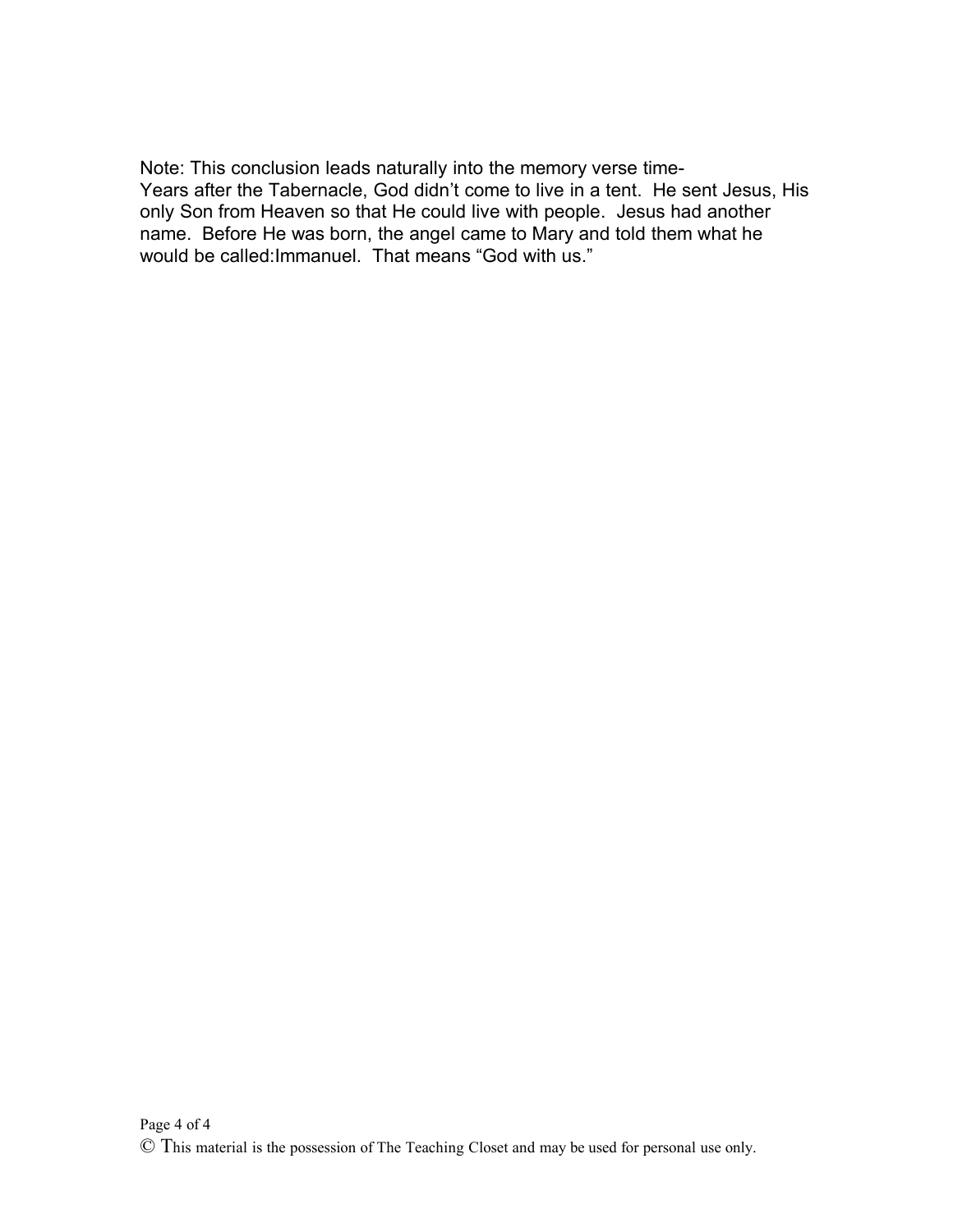Note: This conclusion leads naturally into the memory verse time-
Years after the Tabernacle, God didn't come to live in a tent. He sent Jesus, His only Son from Heaven so that He could live with people. Jesus had another name. Before He was born, the angel came to Mary and told them what he would be called:Immanuel. That means "God with us."

© This material is the possession of The Teaching Closet and may be used for personal use only.